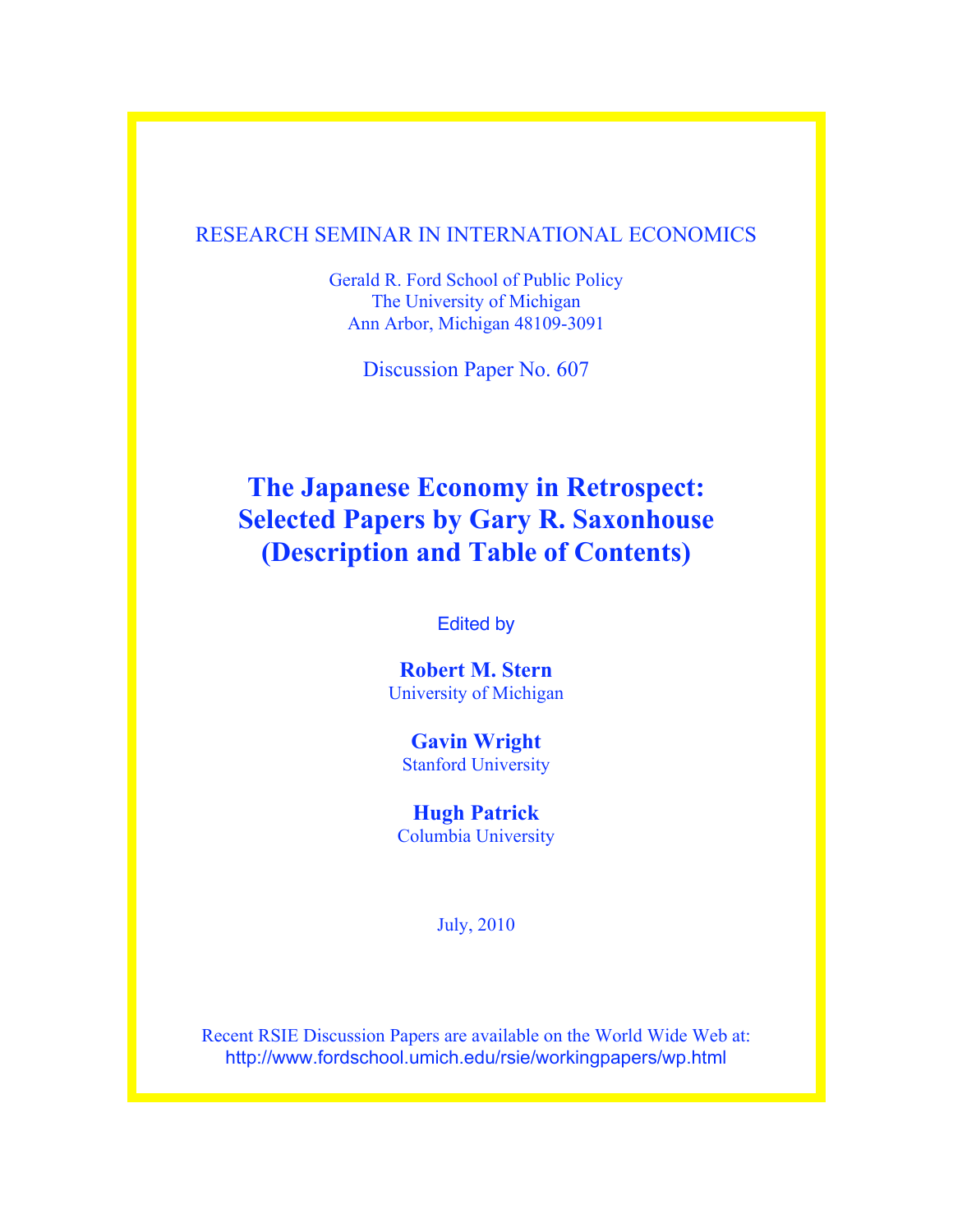RESEARCH SEMINAR IN INTERNATIONAL ECONOMICS

Gerald R. Ford School of Public Policy
The University of Michigan
Ann Arbor, Michigan 48109-3091

Discussion Paper No. 607

# The Japanese Economy in Retrospect: Selected Papers by Gary R. Saxonhouse (Description and Table of Contents)

Edited by

**Robert M. Stern**
University of Michigan

**Gavin Wright**
Stanford University

**Hugh Patrick**
Columbia University

July, 2010

Recent RSIE Discussion Papers are available on the World Wide Web at:
http://www.fordschool.umich.edu/rsie/workingpapers/wp.html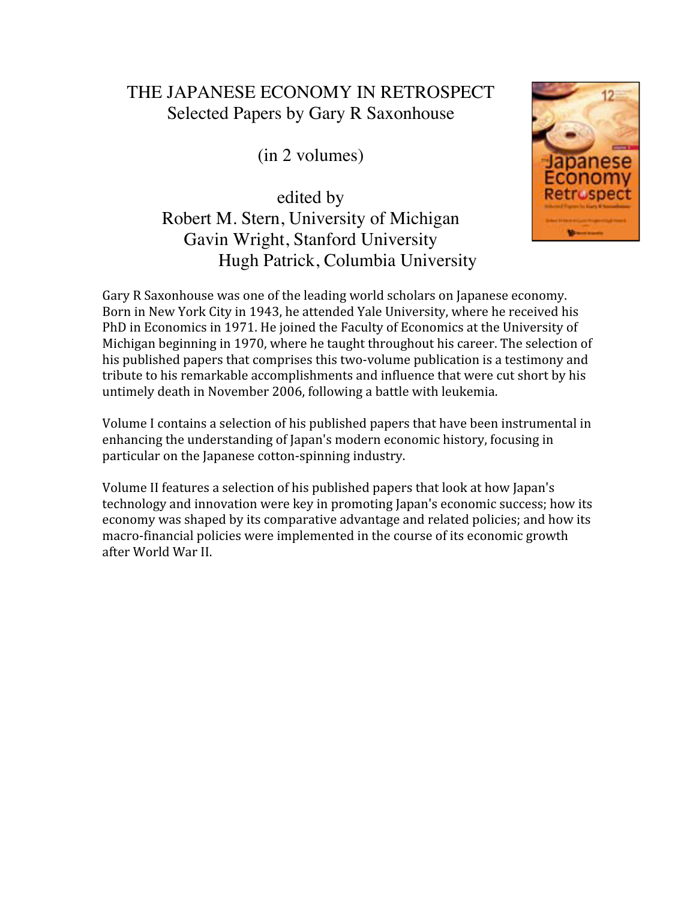# THE JAPANESE ECONOMY IN RETROSPECT

## Selected Papers by Gary R Saxonhouse

(in 2 volumes)

edited by

Robert M. Stern, University of Michigan
Gavin Wright, Stanford University
Hugh Patrick, Columbia University

Gary R Saxonhouse was one of the leading world scholars on Japanese economy. Born in New York City in 1943, he attended Yale University, where he received his PhD in Economics in 1971. He joined the Faculty of Economics at the University of Michigan beginning in 1970, where he taught throughout his career. The selection of his published papers that comprises this two-volume publication is a testimony and tribute to his remarkable accomplishments and influence that were cut short by his untimely death in November 2006, following a battle with leukemia.

Volume I contains a selection of his published papers that have been instrumental in enhancing the understanding of Japan's modern economic history, focusing in particular on the Japanese cotton-spinning industry.

Volume II features a selection of his published papers that look at how Japan's technology and innovation were key in promoting Japan's economic success; how its economy was shaped by its comparative advantage and related policies; and how its macro-financial policies were implemented in the course of its economic growth after World War II.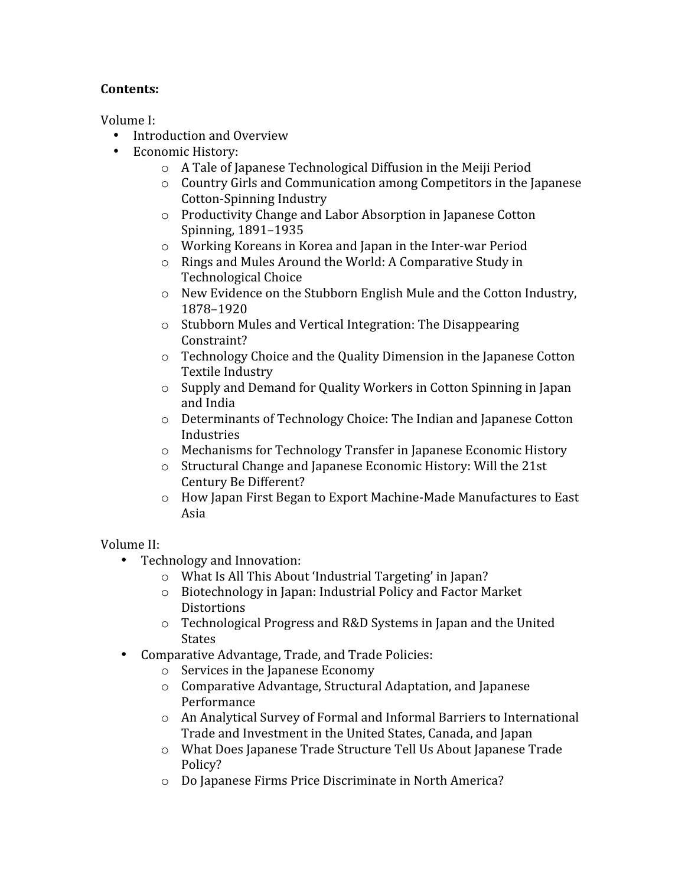**Contents:**

Volume I:

- Introduction and Overview
- Economic History:
    - A Tale of Japanese Technological Diffusion in the Meiji Period
    - Country Girls and Communication among Competitors in the Japanese Cotton-Spinning Industry
    - Productivity Change and Labor Absorption in Japanese Cotton Spinning, 1891–1935
    - Working Koreans in Korea and Japan in the Inter-war Period
    - Rings and Mules Around the World: A Comparative Study in Technological Choice
    - New Evidence on the Stubborn English Mule and the Cotton Industry, 1878–1920
    - Stubborn Mules and Vertical Integration: The Disappearing Constraint?
    - Technology Choice and the Quality Dimension in the Japanese Cotton Textile Industry
    - Supply and Demand for Quality Workers in Cotton Spinning in Japan and India
    - Determinants of Technology Choice: The Indian and Japanese Cotton Industries
    - Mechanisms for Technology Transfer in Japanese Economic History
    - Structural Change and Japanese Economic History: Will the 21st Century Be Different?
    - How Japan First Began to Export Machine-Made Manufactures to East Asia

Volume II:

- Technology and Innovation:
    - What Is All This About 'Industrial Targeting' in Japan?
    - Biotechnology in Japan: Industrial Policy and Factor Market Distortions
    - Technological Progress and R&D Systems in Japan and the United States
- Comparative Advantage, Trade, and Trade Policies:
    - Services in the Japanese Economy
    - Comparative Advantage, Structural Adaptation, and Japanese Performance
    - An Analytical Survey of Formal and Informal Barriers to International Trade and Investment in the United States, Canada, and Japan
    - What Does Japanese Trade Structure Tell Us About Japanese Trade Policy?
    - Do Japanese Firms Price Discriminate in North America?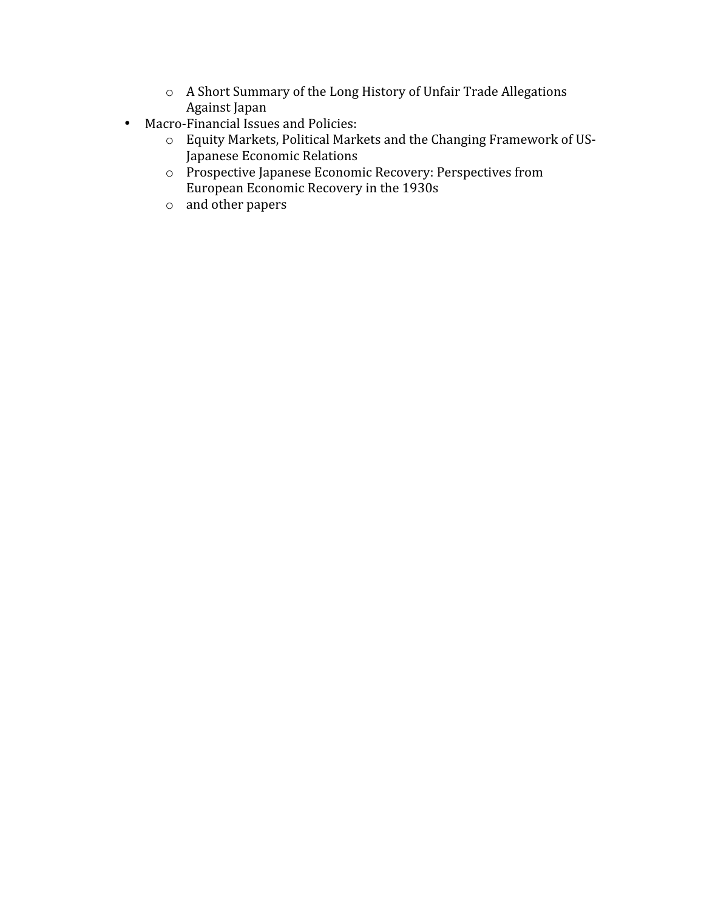- A Short Summary of the Long History of Unfair Trade Allegations Against Japan
- Macro-Financial Issues and Policies:
  - Equity Markets, Political Markets and the Changing Framework of US-Japanese Economic Relations
  - Prospective Japanese Economic Recovery: Perspectives from European Economic Recovery in the 1930s
  - and other papers